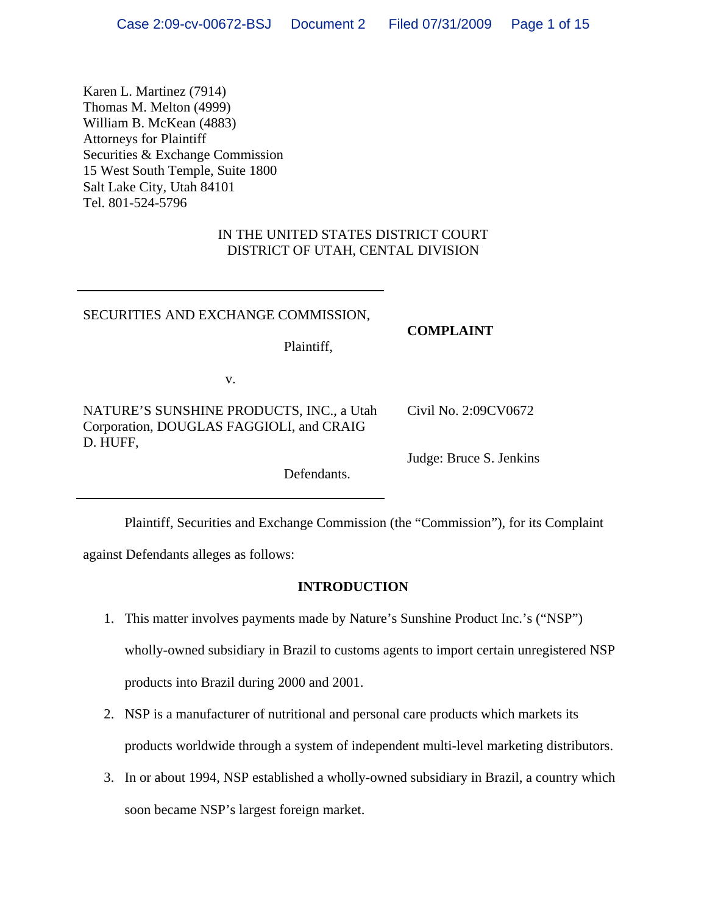Karen L. Martinez (7914)
Thomas M. Melton (4999)
William B. McKean (4883)
Attorneys for Plaintiff
Securities & Exchange Commission
15 West South Temple, Suite 1800
Salt Lake City, Utah 84101
Tel. 801-524-5796

IN THE UNITED STATES DISTRICT COURT
DISTRICT OF UTAH, CENTAL DIVISION

| | |
|---|---|
| SECURITIES AND EXCHANGE COMMISSION,<br><br>Plaintiff,<br><br>v.<br><br>NATURE'S SUNSHINE PRODUCTS, INC., a Utah Corporation, DOUGLAS FAGGIOLI, and CRAIG D. HUFF,<br><br>Defendants. | **COMPLAINT**<br><br>Civil No. 2:09CV0672<br><br>Judge: Bruce S. Jenkins |

Plaintiff, Securities and Exchange Commission (the "Commission"), for its Complaint against Defendants alleges as follows:

## INTRODUCTION

1. This matter involves payments made by Nature's Sunshine Product Inc.'s ("NSP") wholly-owned subsidiary in Brazil to customs agents to import certain unregistered NSP products into Brazil during 2000 and 2001.
2. NSP is a manufacturer of nutritional and personal care products which markets its products worldwide through a system of independent multi-level marketing distributors.
3. In or about 1994, NSP established a wholly-owned subsidiary in Brazil, a country which soon became NSP's largest foreign market.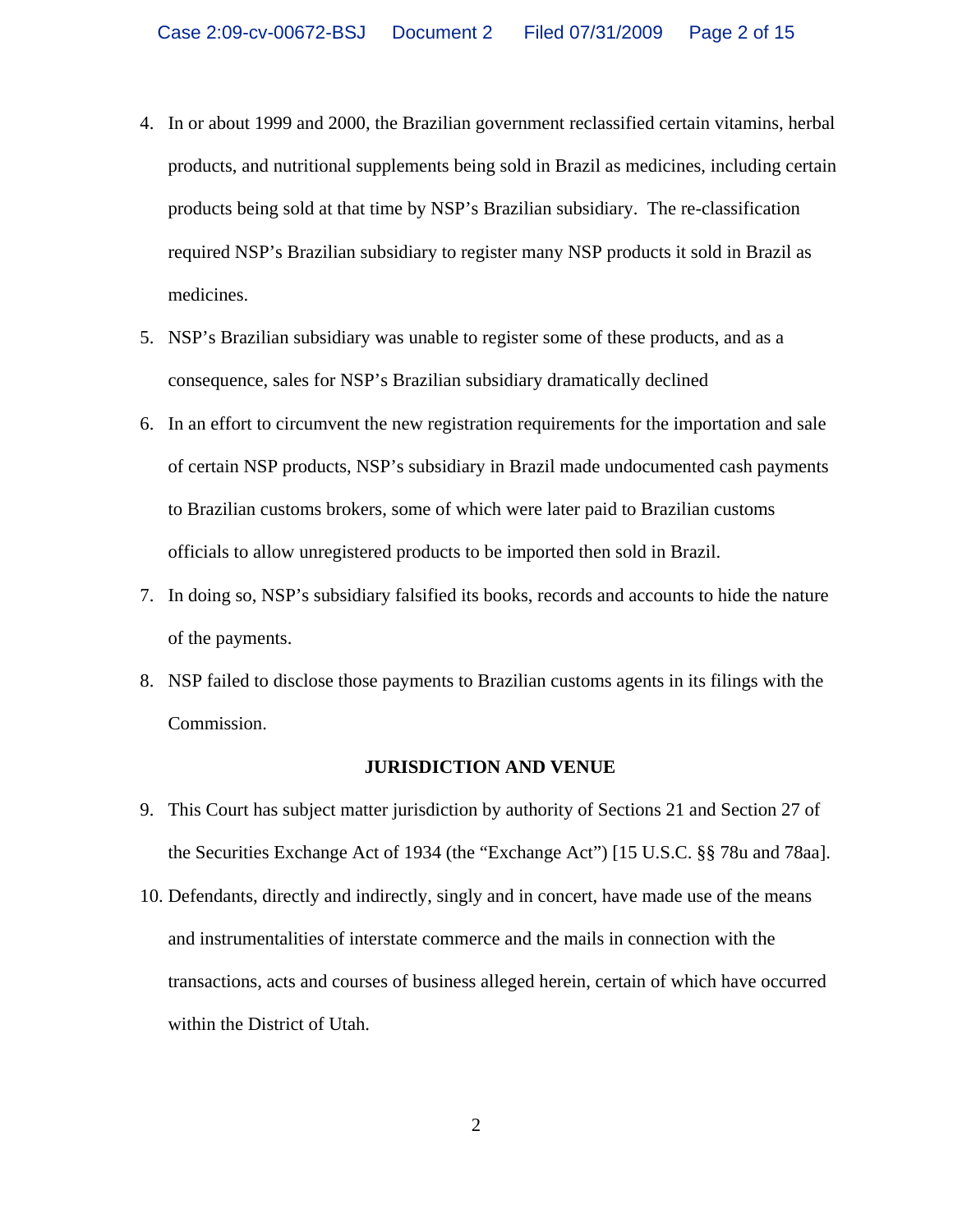4. In or about 1999 and 2000, the Brazilian government reclassified certain vitamins, herbal products, and nutritional supplements being sold in Brazil as medicines, including certain products being sold at that time by NSP's Brazilian subsidiary. The re-classification required NSP's Brazilian subsidiary to register many NSP products it sold in Brazil as medicines.

5. NSP's Brazilian subsidiary was unable to register some of these products, and as a consequence, sales for NSP's Brazilian subsidiary dramatically declined

6. In an effort to circumvent the new registration requirements for the importation and sale of certain NSP products, NSP's subsidiary in Brazil made undocumented cash payments to Brazilian customs brokers, some of which were later paid to Brazilian customs officials to allow unregistered products to be imported then sold in Brazil.

7. In doing so, NSP's subsidiary falsified its books, records and accounts to hide the nature of the payments.

8. NSP failed to disclose those payments to Brazilian customs agents in its filings with the Commission.

**JURISDICTION AND VENUE**

9. This Court has subject matter jurisdiction by authority of Sections 21 and Section 27 of the Securities Exchange Act of 1934 (the "Exchange Act") [15 U.S.C. §§ 78u and 78aa].

10. Defendants, directly and indirectly, singly and in concert, have made use of the means and instrumentalities of interstate commerce and the mails in connection with the transactions, acts and courses of business alleged herein, certain of which have occurred within the District of Utah.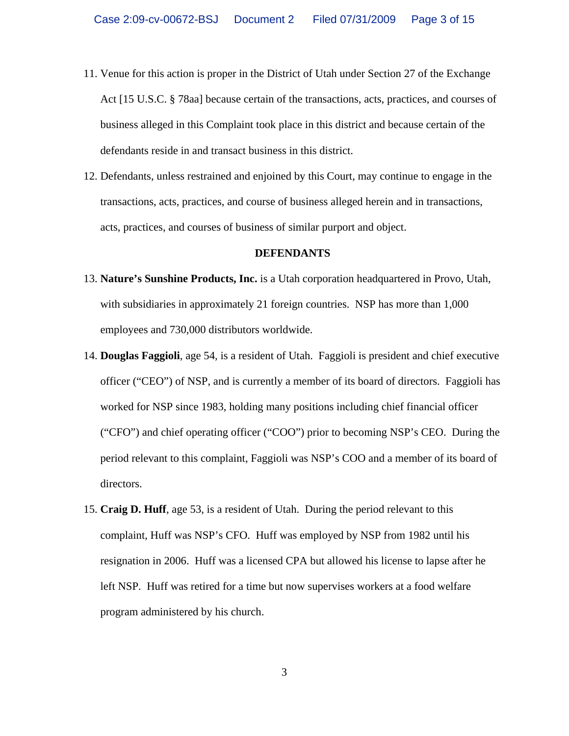11. Venue for this action is proper in the District of Utah under Section 27 of the Exchange Act [15 U.S.C. § 78aa] because certain of the transactions, acts, practices, and courses of business alleged in this Complaint took place in this district and because certain of the defendants reside in and transact business in this district.

12. Defendants, unless restrained and enjoined by this Court, may continue to engage in the transactions, acts, practices, and course of business alleged herein and in transactions, acts, practices, and courses of business of similar purport and object.

**DEFENDANTS**

13. **Nature's Sunshine Products, Inc.** is a Utah corporation headquartered in Provo, Utah, with subsidiaries in approximately 21 foreign countries. NSP has more than 1,000 employees and 730,000 distributors worldwide.

14. **Douglas Faggioli**, age 54, is a resident of Utah. Faggioli is president and chief executive officer ("CEO") of NSP, and is currently a member of its board of directors. Faggioli has worked for NSP since 1983, holding many positions including chief financial officer ("CFO") and chief operating officer ("COO") prior to becoming NSP's CEO. During the period relevant to this complaint, Faggioli was NSP's COO and a member of its board of directors.

15. **Craig D. Huff**, age 53, is a resident of Utah. During the period relevant to this complaint, Huff was NSP's CFO. Huff was employed by NSP from 1982 until his resignation in 2006. Huff was a licensed CPA but allowed his license to lapse after he left NSP. Huff was retired for a time but now supervises workers at a food welfare program administered by his church.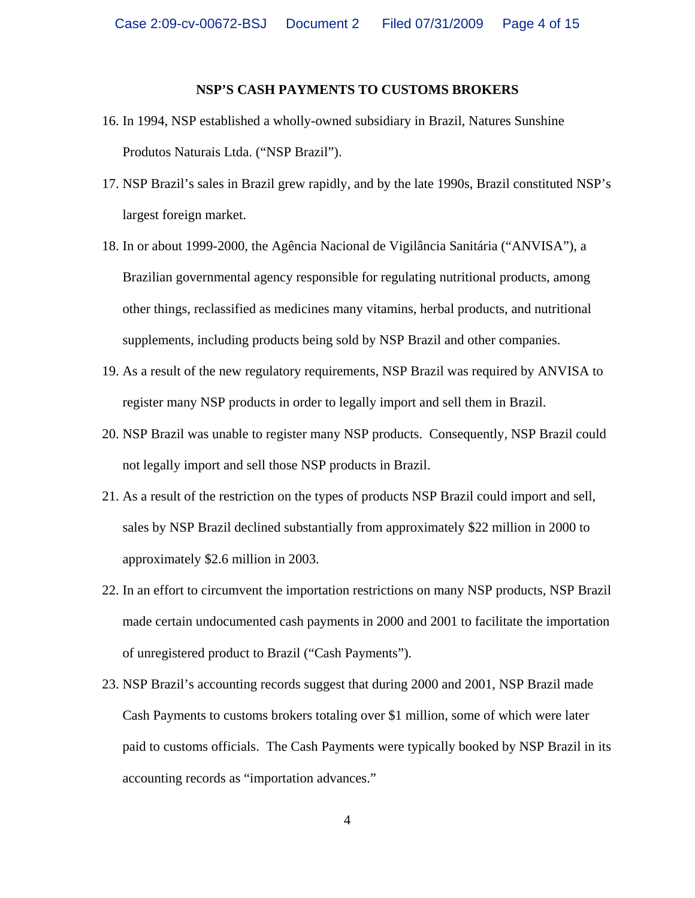## NSP'S CASH PAYMENTS TO CUSTOMS BROKERS

16. In 1994, NSP established a wholly-owned subsidiary in Brazil, Natures Sunshine Produtos Naturais Ltda. ("NSP Brazil").

17. NSP Brazil's sales in Brazil grew rapidly, and by the late 1990s, Brazil constituted NSP's largest foreign market.

18. In or about 1999-2000, the Agência Nacional de Vigilância Sanitária ("ANVISA"), a Brazilian governmental agency responsible for regulating nutritional products, among other things, reclassified as medicines many vitamins, herbal products, and nutritional supplements, including products being sold by NSP Brazil and other companies.

19. As a result of the new regulatory requirements, NSP Brazil was required by ANVISA to register many NSP products in order to legally import and sell them in Brazil.

20. NSP Brazil was unable to register many NSP products. Consequently, NSP Brazil could not legally import and sell those NSP products in Brazil.

21. As a result of the restriction on the types of products NSP Brazil could import and sell, sales by NSP Brazil declined substantially from approximately $22 million in 2000 to approximately $2.6 million in 2003.

22. In an effort to circumvent the importation restrictions on many NSP products, NSP Brazil made certain undocumented cash payments in 2000 and 2001 to facilitate the importation of unregistered product to Brazil ("Cash Payments").

23. NSP Brazil's accounting records suggest that during 2000 and 2001, NSP Brazil made Cash Payments to customs brokers totaling over $1 million, some of which were later paid to customs officials. The Cash Payments were typically booked by NSP Brazil in its accounting records as "importation advances."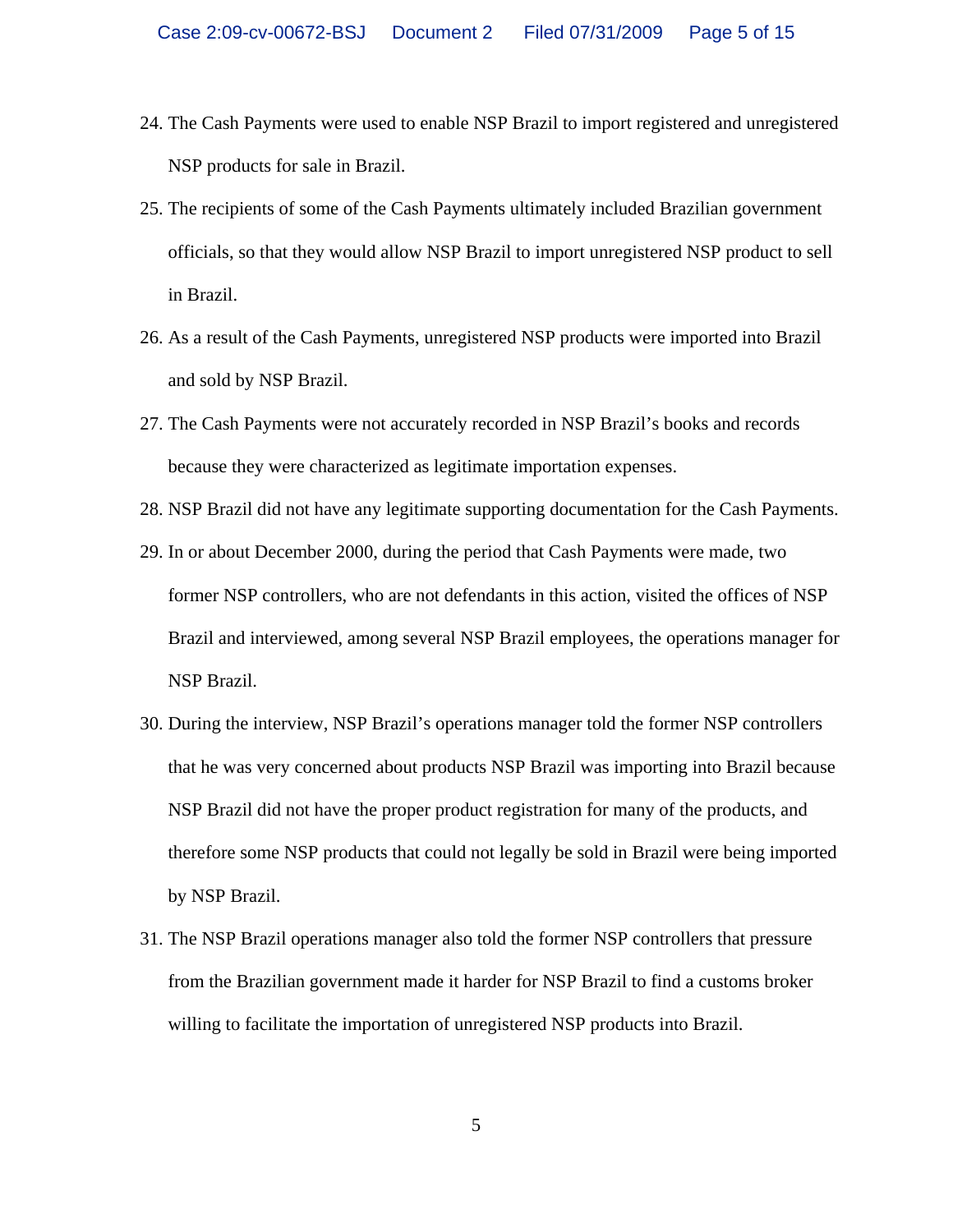24. The Cash Payments were used to enable NSP Brazil to import registered and unregistered NSP products for sale in Brazil.

25. The recipients of some of the Cash Payments ultimately included Brazilian government officials, so that they would allow NSP Brazil to import unregistered NSP product to sell in Brazil.

26. As a result of the Cash Payments, unregistered NSP products were imported into Brazil and sold by NSP Brazil.

27. The Cash Payments were not accurately recorded in NSP Brazil's books and records because they were characterized as legitimate importation expenses.

28. NSP Brazil did not have any legitimate supporting documentation for the Cash Payments.

29. In or about December 2000, during the period that Cash Payments were made, two former NSP controllers, who are not defendants in this action, visited the offices of NSP Brazil and interviewed, among several NSP Brazil employees, the operations manager for NSP Brazil.

30. During the interview, NSP Brazil's operations manager told the former NSP controllers that he was very concerned about products NSP Brazil was importing into Brazil because NSP Brazil did not have the proper product registration for many of the products, and therefore some NSP products that could not legally be sold in Brazil were being imported by NSP Brazil.

31. The NSP Brazil operations manager also told the former NSP controllers that pressure from the Brazilian government made it harder for NSP Brazil to find a customs broker willing to facilitate the importation of unregistered NSP products into Brazil.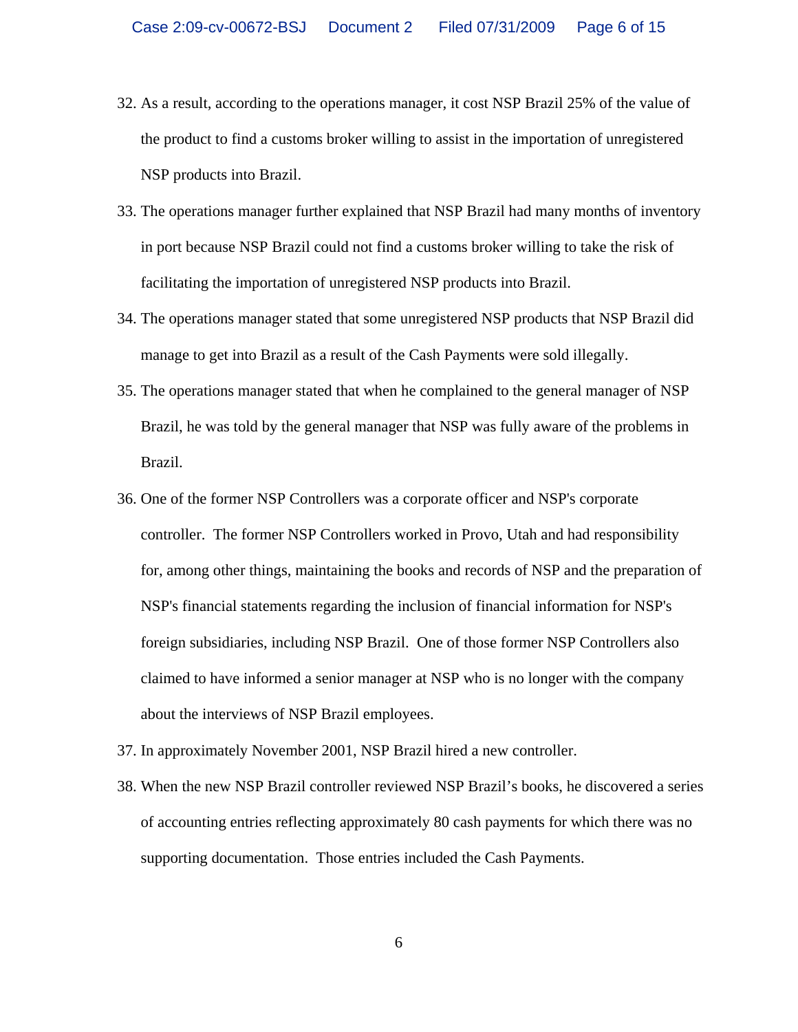32. As a result, according to the operations manager, it cost NSP Brazil 25% of the value of the product to find a customs broker willing to assist in the importation of unregistered NSP products into Brazil.
33. The operations manager further explained that NSP Brazil had many months of inventory in port because NSP Brazil could not find a customs broker willing to take the risk of facilitating the importation of unregistered NSP products into Brazil.
34. The operations manager stated that some unregistered NSP products that NSP Brazil did manage to get into Brazil as a result of the Cash Payments were sold illegally.
35. The operations manager stated that when he complained to the general manager of NSP Brazil, he was told by the general manager that NSP was fully aware of the problems in Brazil.
36. One of the former NSP Controllers was a corporate officer and NSP's corporate controller. The former NSP Controllers worked in Provo, Utah and had responsibility for, among other things, maintaining the books and records of NSP and the preparation of NSP's financial statements regarding the inclusion of financial information for NSP's foreign subsidiaries, including NSP Brazil. One of those former NSP Controllers also claimed to have informed a senior manager at NSP who is no longer with the company about the interviews of NSP Brazil employees.
37. In approximately November 2001, NSP Brazil hired a new controller.
38. When the new NSP Brazil controller reviewed NSP Brazil's books, he discovered a series of accounting entries reflecting approximately 80 cash payments for which there was no supporting documentation. Those entries included the Cash Payments.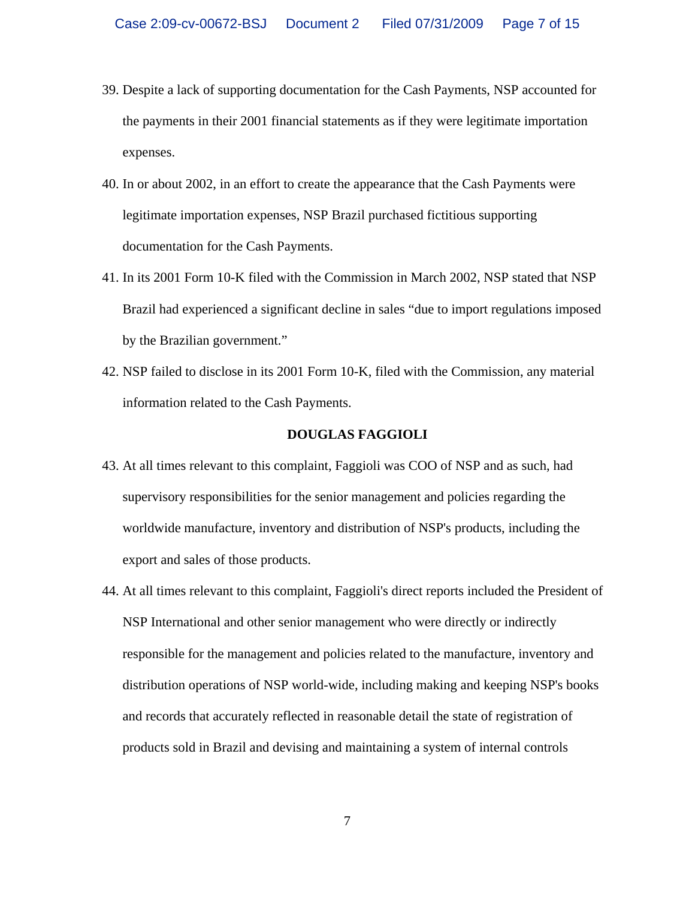39. Despite a lack of supporting documentation for the Cash Payments, NSP accounted for the payments in their 2001 financial statements as if they were legitimate importation expenses.

40. In or about 2002, in an effort to create the appearance that the Cash Payments were legitimate importation expenses, NSP Brazil purchased fictitious supporting documentation for the Cash Payments.

41. In its 2001 Form 10-K filed with the Commission in March 2002, NSP stated that NSP Brazil had experienced a significant decline in sales "due to import regulations imposed by the Brazilian government."

42. NSP failed to disclose in its 2001 Form 10-K, filed with the Commission, any material information related to the Cash Payments.

**DOUGLAS FAGGIOLI**

43. At all times relevant to this complaint, Faggioli was COO of NSP and as such, had supervisory responsibilities for the senior management and policies regarding the worldwide manufacture, inventory and distribution of NSP's products, including the export and sales of those products.

44. At all times relevant to this complaint, Faggioli's direct reports included the President of NSP International and other senior management who were directly or indirectly responsible for the management and policies related to the manufacture, inventory and distribution operations of NSP world-wide, including making and keeping NSP's books and records that accurately reflected in reasonable detail the state of registration of products sold in Brazil and devising and maintaining a system of internal controls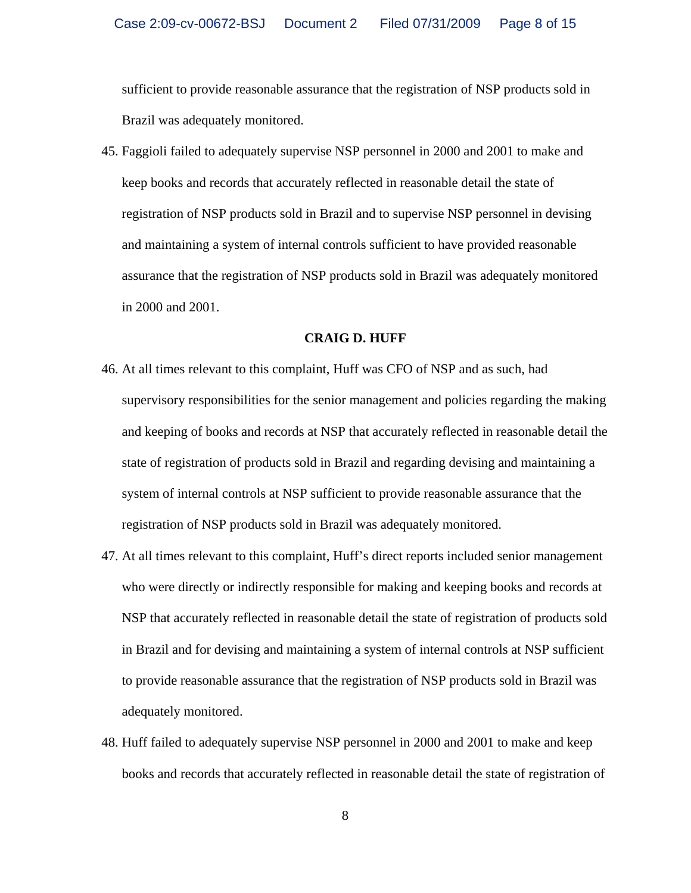sufficient to provide reasonable assurance that the registration of NSP products sold in Brazil was adequately monitored.

45. Faggioli failed to adequately supervise NSP personnel in 2000 and 2001 to make and keep books and records that accurately reflected in reasonable detail the state of registration of NSP products sold in Brazil and to supervise NSP personnel in devising and maintaining a system of internal controls sufficient to have provided reasonable assurance that the registration of NSP products sold in Brazil was adequately monitored in 2000 and 2001.

**CRAIG D. HUFF**

46. At all times relevant to this complaint, Huff was CFO of NSP and as such, had supervisory responsibilities for the senior management and policies regarding the making and keeping of books and records at NSP that accurately reflected in reasonable detail the state of registration of products sold in Brazil and regarding devising and maintaining a system of internal controls at NSP sufficient to provide reasonable assurance that the registration of NSP products sold in Brazil was adequately monitored.

47. At all times relevant to this complaint, Huff's direct reports included senior management who were directly or indirectly responsible for making and keeping books and records at NSP that accurately reflected in reasonable detail the state of registration of products sold in Brazil and for devising and maintaining a system of internal controls at NSP sufficient to provide reasonable assurance that the registration of NSP products sold in Brazil was adequately monitored.

48. Huff failed to adequately supervise NSP personnel in 2000 and 2001 to make and keep books and records that accurately reflected in reasonable detail the state of registration of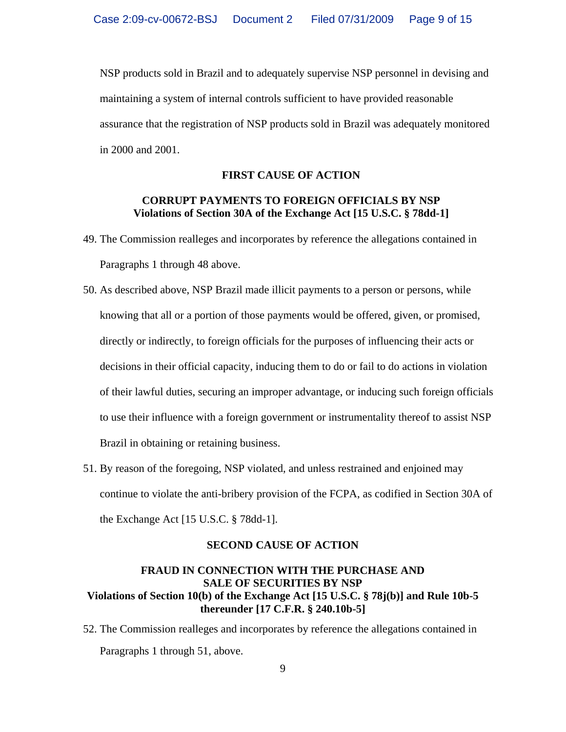NSP products sold in Brazil and to adequately supervise NSP personnel in devising and maintaining a system of internal controls sufficient to have provided reasonable assurance that the registration of NSP products sold in Brazil was adequately monitored in 2000 and 2001.

**FIRST CAUSE OF ACTION**

**CORRUPT PAYMENTS TO FOREIGN OFFICIALS BY NSP**
**Violations of Section 30A of the Exchange Act [15 U.S.C. § 78dd-1]**

49. The Commission realleges and incorporates by reference the allegations contained in Paragraphs 1 through 48 above.

50. As described above, NSP Brazil made illicit payments to a person or persons, while knowing that all or a portion of those payments would be offered, given, or promised, directly or indirectly, to foreign officials for the purposes of influencing their acts or decisions in their official capacity, inducing them to do or fail to do actions in violation of their lawful duties, securing an improper advantage, or inducing such foreign officials to use their influence with a foreign government or instrumentality thereof to assist NSP Brazil in obtaining or retaining business.

51. By reason of the foregoing, NSP violated, and unless restrained and enjoined may continue to violate the anti-bribery provision of the FCPA, as codified in Section 30A of the Exchange Act [15 U.S.C. § 78dd-1].

**SECOND CAUSE OF ACTION**

**FRAUD IN CONNECTION WITH THE PURCHASE AND SALE OF SECURITIES BY NSP**
**Violations of Section 10(b) of the Exchange Act [15 U.S.C. § 78j(b)] and Rule 10b-5 thereunder [17 C.F.R. § 240.10b-5]**

52. The Commission realleges and incorporates by reference the allegations contained in Paragraphs 1 through 51, above.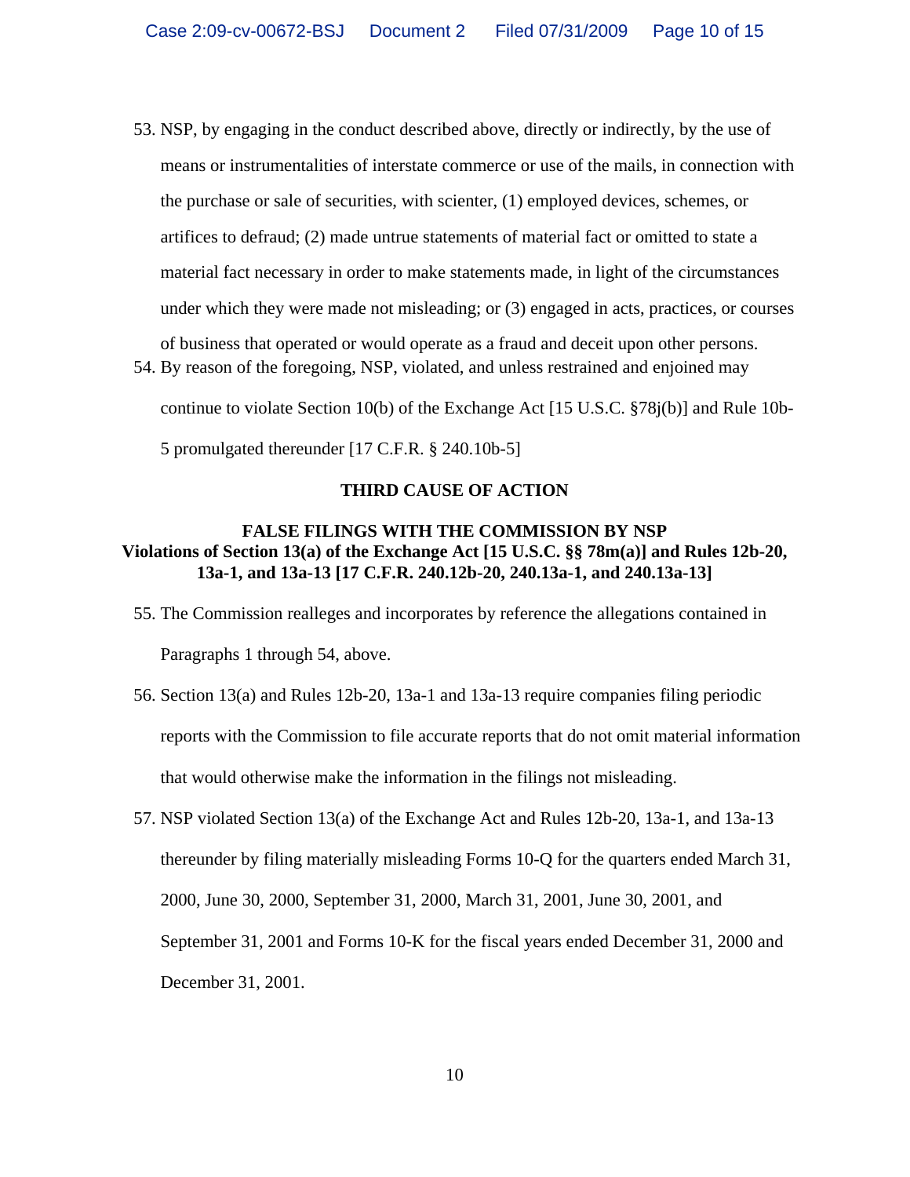53. NSP, by engaging in the conduct described above, directly or indirectly, by the use of means or instrumentalities of interstate commerce or use of the mails, in connection with the purchase or sale of securities, with scienter, (1) employed devices, schemes, or artifices to defraud; (2) made untrue statements of material fact or omitted to state a material fact necessary in order to make statements made, in light of the circumstances under which they were made not misleading; or (3) engaged in acts, practices, or courses of business that operated or would operate as a fraud and deceit upon other persons.
54. By reason of the foregoing, NSP, violated, and unless restrained and enjoined may continue to violate Section 10(b) of the Exchange Act [15 U.S.C. §78j(b)] and Rule 10b-5 promulgated thereunder [17 C.F.R. § 240.10b-5]

## THIRD CAUSE OF ACTION

### FALSE FILINGS WITH THE COMMISSION BY NSP
### Violations of Section 13(a) of the Exchange Act [15 U.S.C. §§ 78m(a)] and Rules 12b-20, 13a-1, and 13a-13 [17 C.F.R. 240.12b-20, 240.13a-1, and 240.13a-13]

55. The Commission realleges and incorporates by reference the allegations contained in Paragraphs 1 through 54, above.
56. Section 13(a) and Rules 12b-20, 13a-1 and 13a-13 require companies filing periodic reports with the Commission to file accurate reports that do not omit material information that would otherwise make the information in the filings not misleading.
57. NSP violated Section 13(a) of the Exchange Act and Rules 12b-20, 13a-1, and 13a-13 thereunder by filing materially misleading Forms 10-Q for the quarters ended March 31, 2000, June 30, 2000, September 31, 2000, March 31, 2001, June 30, 2001, and September 31, 2001 and Forms 10-K for the fiscal years ended December 31, 2000 and December 31, 2001.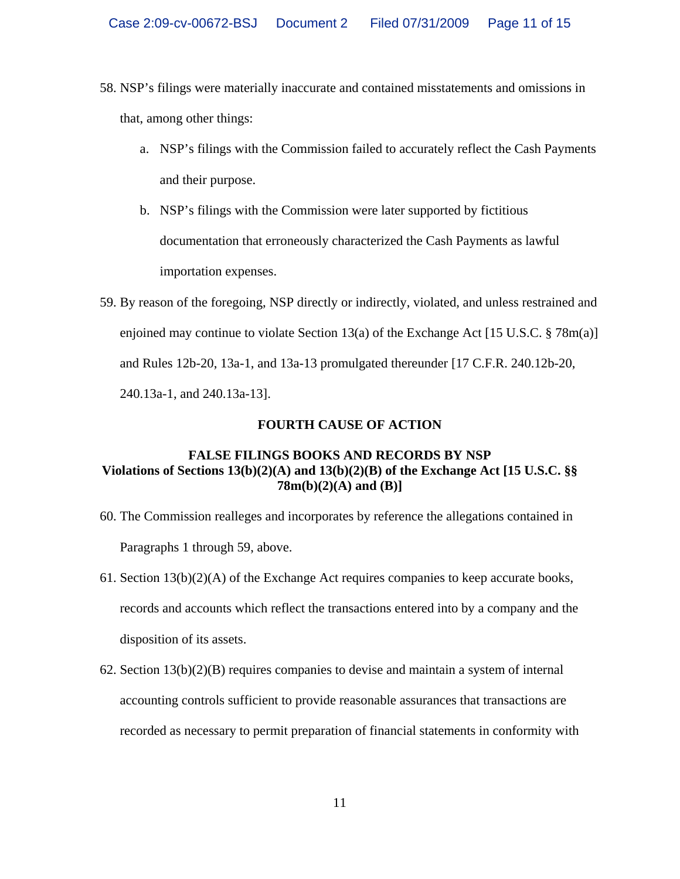58. NSP's filings were materially inaccurate and contained misstatements and omissions in that, among other things:

    a. NSP's filings with the Commission failed to accurately reflect the Cash Payments and their purpose.

    b. NSP's filings with the Commission were later supported by fictitious documentation that erroneously characterized the Cash Payments as lawful importation expenses.

59. By reason of the foregoing, NSP directly or indirectly, violated, and unless restrained and enjoined may continue to violate Section 13(a) of the Exchange Act [15 U.S.C. § 78m(a)] and Rules 12b-20, 13a-1, and 13a-13 promulgated thereunder [17 C.F.R. 240.12b-20, 240.13a-1, and 240.13a-13].

**FOURTH CAUSE OF ACTION**

**FALSE FILINGS BOOKS AND RECORDS BY NSP**
**Violations of Sections 13(b)(2)(A) and 13(b)(2)(B) of the Exchange Act [15 U.S.C. §§ 78m(b)(2)(A) and (B)]**

60. The Commission realleges and incorporates by reference the allegations contained in Paragraphs 1 through 59, above.

61. Section 13(b)(2)(A) of the Exchange Act requires companies to keep accurate books, records and accounts which reflect the transactions entered into by a company and the disposition of its assets.

62. Section 13(b)(2)(B) requires companies to devise and maintain a system of internal accounting controls sufficient to provide reasonable assurances that transactions are recorded as necessary to permit preparation of financial statements in conformity with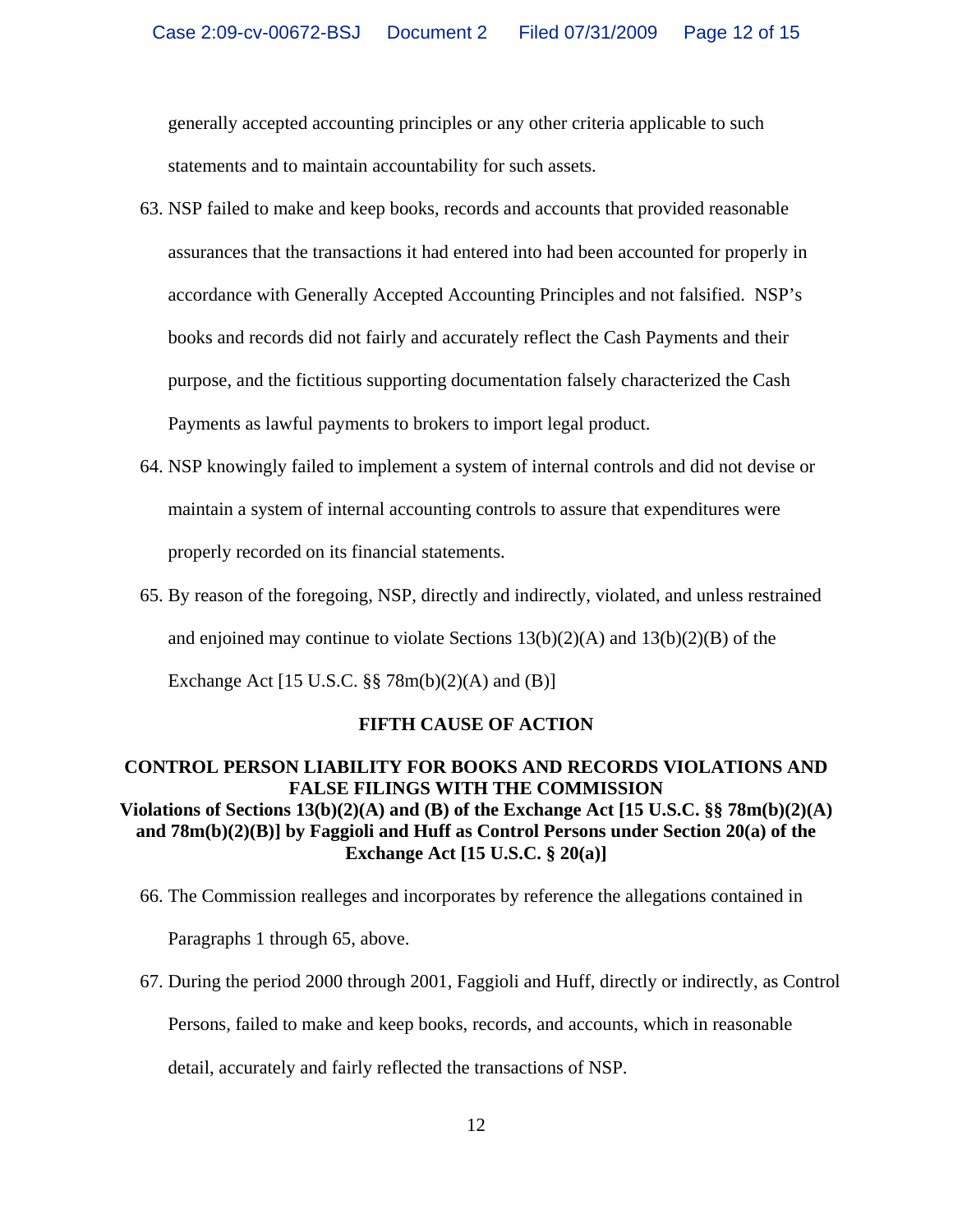generally accepted accounting principles or any other criteria applicable to such statements and to maintain accountability for such assets.

63. NSP failed to make and keep books, records and accounts that provided reasonable assurances that the transactions it had entered into had been accounted for properly in accordance with Generally Accepted Accounting Principles and not falsified. NSP's books and records did not fairly and accurately reflect the Cash Payments and their purpose, and the fictitious supporting documentation falsely characterized the Cash Payments as lawful payments to brokers to import legal product.

64. NSP knowingly failed to implement a system of internal controls and did not devise or maintain a system of internal accounting controls to assure that expenditures were properly recorded on its financial statements.

65. By reason of the foregoing, NSP, directly and indirectly, violated, and unless restrained and enjoined may continue to violate Sections 13(b)(2)(A) and 13(b)(2)(B) of the Exchange Act [15 U.S.C. §§ 78m(b)(2)(A) and (B)]

**FIFTH CAUSE OF ACTION**

**CONTROL PERSON LIABILITY FOR BOOKS AND RECORDS VIOLATIONS AND FALSE FILINGS WITH THE COMMISSION**
**Violations of Sections 13(b)(2)(A) and (B) of the Exchange Act [15 U.S.C. §§ 78m(b)(2)(A) and 78m(b)(2)(B)] by Faggioli and Huff as Control Persons under Section 20(a) of the Exchange Act [15 U.S.C. § 20(a)]**

66. The Commission realleges and incorporates by reference the allegations contained in Paragraphs 1 through 65, above.

67. During the period 2000 through 2001, Faggioli and Huff, directly or indirectly, as Control Persons, failed to make and keep books, records, and accounts, which in reasonable detail, accurately and fairly reflected the transactions of NSP.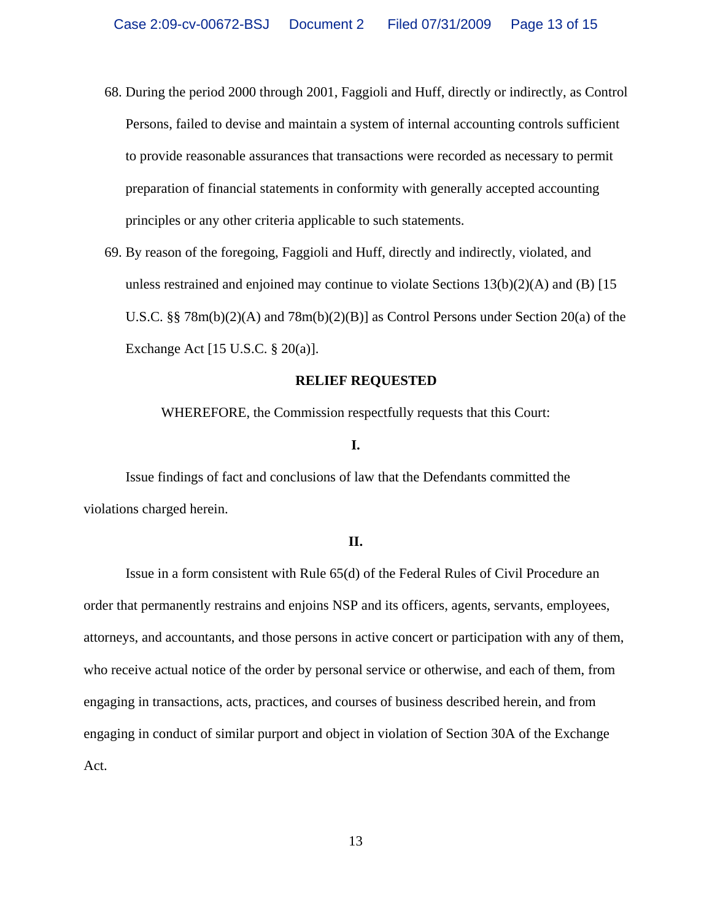68. During the period 2000 through 2001, Faggioli and Huff, directly or indirectly, as Control Persons, failed to devise and maintain a system of internal accounting controls sufficient to provide reasonable assurances that transactions were recorded as necessary to permit preparation of financial statements in conformity with generally accepted accounting principles or any other criteria applicable to such statements.

69. By reason of the foregoing, Faggioli and Huff, directly and indirectly, violated, and unless restrained and enjoined may continue to violate Sections 13(b)(2)(A) and (B) [15 U.S.C. §§ 78m(b)(2)(A) and 78m(b)(2)(B)] as Control Persons under Section 20(a) of the Exchange Act [15 U.S.C. § 20(a)].

**RELIEF REQUESTED**

WHEREFORE, the Commission respectfully requests that this Court:

**I.**

Issue findings of fact and conclusions of law that the Defendants committed the violations charged herein.

**II.**

Issue in a form consistent with Rule 65(d) of the Federal Rules of Civil Procedure an order that permanently restrains and enjoins NSP and its officers, agents, servants, employees, attorneys, and accountants, and those persons in active concert or participation with any of them, who receive actual notice of the order by personal service or otherwise, and each of them, from engaging in transactions, acts, practices, and courses of business described herein, and from engaging in conduct of similar purport and object in violation of Section 30A of the Exchange Act.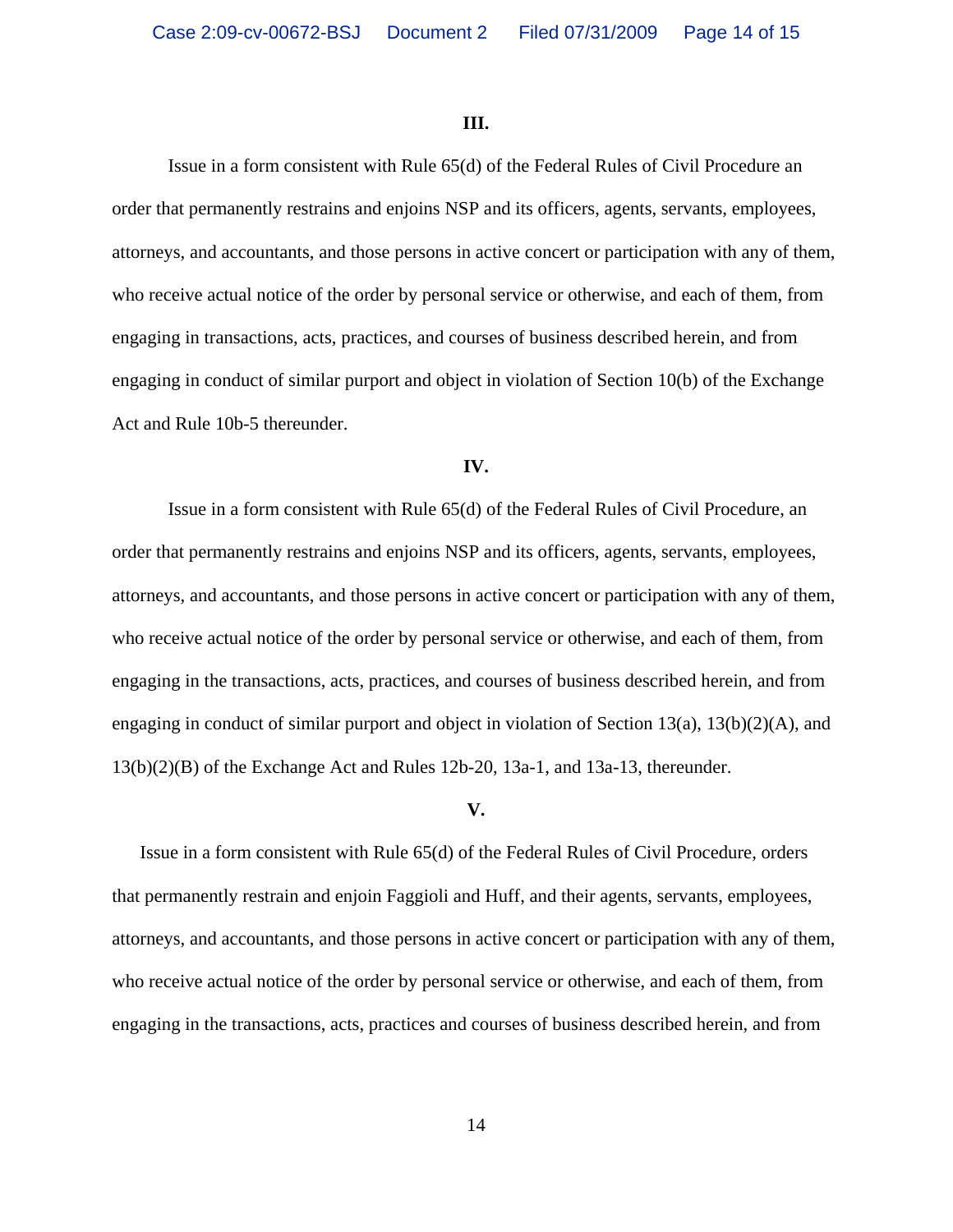### III.

Issue in a form consistent with Rule 65(d) of the Federal Rules of Civil Procedure an order that permanently restrains and enjoins NSP and its officers, agents, servants, employees, attorneys, and accountants, and those persons in active concert or participation with any of them, who receive actual notice of the order by personal service or otherwise, and each of them, from engaging in transactions, acts, practices, and courses of business described herein, and from engaging in conduct of similar purport and object in violation of Section 10(b) of the Exchange Act and Rule 10b-5 thereunder.

### IV.

Issue in a form consistent with Rule 65(d) of the Federal Rules of Civil Procedure, an order that permanently restrains and enjoins NSP and its officers, agents, servants, employees, attorneys, and accountants, and those persons in active concert or participation with any of them, who receive actual notice of the order by personal service or otherwise, and each of them, from engaging in the transactions, acts, practices, and courses of business described herein, and from engaging in conduct of similar purport and object in violation of Section 13(a), 13(b)(2)(A), and 13(b)(2)(B) of the Exchange Act and Rules 12b-20, 13a-1, and 13a-13, thereunder.

### V.

Issue in a form consistent with Rule 65(d) of the Federal Rules of Civil Procedure, orders that permanently restrain and enjoin Faggioli and Huff, and their agents, servants, employees, attorneys, and accountants, and those persons in active concert or participation with any of them, who receive actual notice of the order by personal service or otherwise, and each of them, from engaging in the transactions, acts, practices and courses of business described herein, and from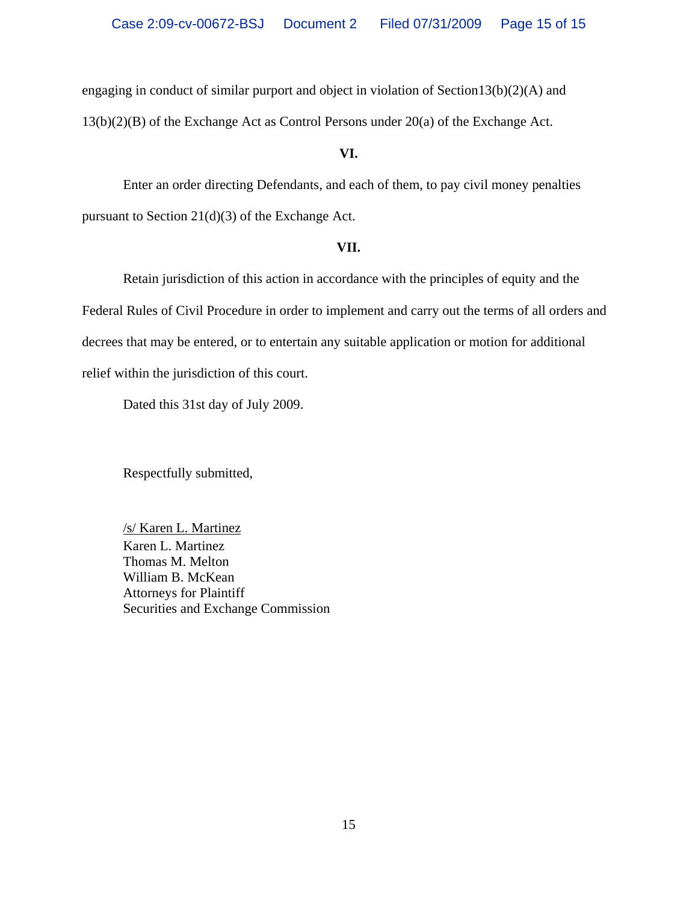engaging in conduct of similar purport and object in violation of Section13(b)(2)(A) and 13(b)(2)(B) of the Exchange Act as Control Persons under 20(a) of the Exchange Act.

**VI.**

Enter an order directing Defendants, and each of them, to pay civil money penalties pursuant to Section 21(d)(3) of the Exchange Act.

**VII.**

Retain jurisdiction of this action in accordance with the principles of equity and the Federal Rules of Civil Procedure in order to implement and carry out the terms of all orders and decrees that may be entered, or to entertain any suitable application or motion for additional relief within the jurisdiction of this court.

Dated this 31st day of July 2009.

Respectfully submitted,

/s/ Karen L. Martinez
Karen L. Martinez
Thomas M. Melton
William B. McKean
Attorneys for Plaintiff
Securities and Exchange Commission